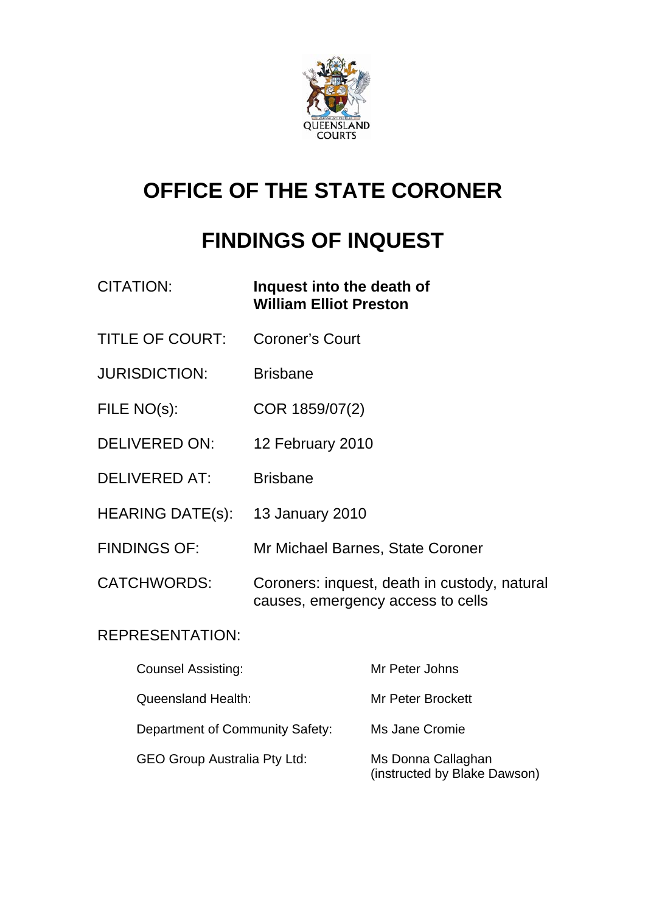QUEENSLAND COURTS

# OFFICE OF THE STATE CORONER

# FINDINGS OF INQUEST

| | |
|---|---|
| CITATION: | **Inquest into the death of William Elliot Preston** |
| TITLE OF COURT: | Coroner's Court |
| JURISDICTION: | Brisbane |
| FILE NO(s): | COR 1859/07(2) |
| DELIVERED ON: | 12 February 2010 |
| DELIVERED AT: | Brisbane |
| HEARING DATE(s): | 13 January 2010 |
| FINDINGS OF: | Mr Michael Barnes, State Coroner |
| CATCHWORDS: | Coroners: inquest, death in custody, natural causes, emergency access to cells |

REPRESENTATION:

| | |
|---|---|
| Counsel Assisting: | Mr Peter Johns |
| Queensland Health: | Mr Peter Brockett |
| Department of Community Safety: | Ms Jane Cromie |
| GEO Group Australia Pty Ltd: | Ms Donna Callaghan (instructed by Blake Dawson) |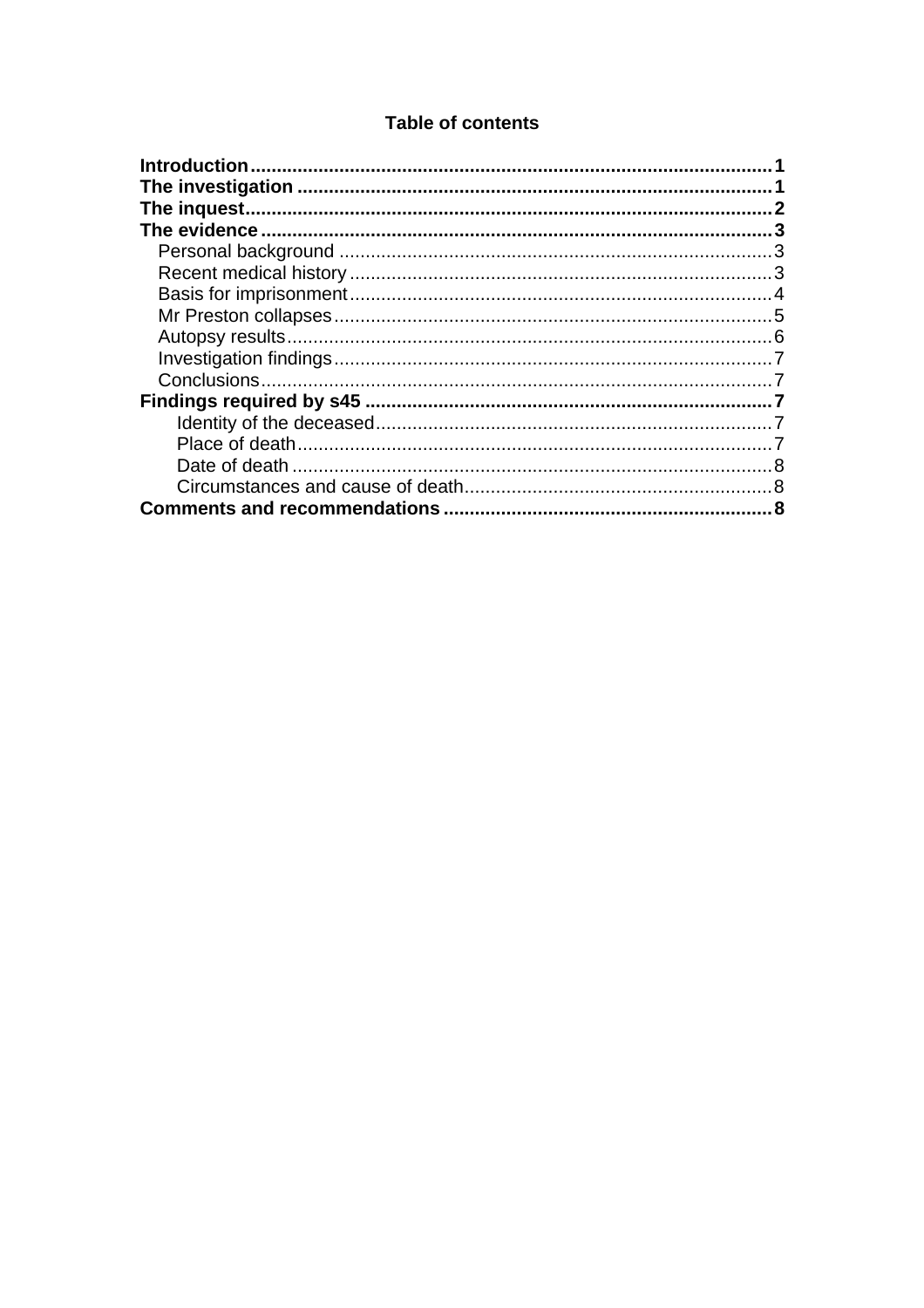## Table of contents

**Introduction** .......... **1**
**The investigation** .......... **1**
**The inquest** .......... **2**
**The evidence** .......... **3**
- Personal background .......... 3
- Recent medical history .......... 3
- Basis for imprisonment .......... 4
- Mr Preston collapses .......... 5
- Autopsy results .......... 6
- Investigation findings .......... 7
- Conclusions .......... 7

**Findings required by s45** .......... **7**
- Identity of the deceased .......... 7
- Place of death .......... 7
- Date of death .......... 8
- Circumstances and cause of death .......... 8

**Comments and recommendations** .......... **8**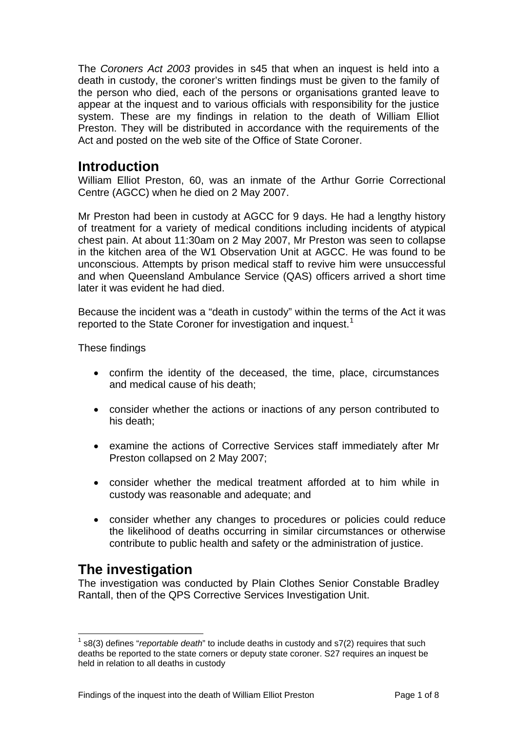The *Coroners Act 2003* provides in s45 that when an inquest is held into a death in custody, the coroner's written findings must be given to the family of the person who died, each of the persons or organisations granted leave to appear at the inquest and to various officials with responsibility for the justice system. These are my findings in relation to the death of William Elliot Preston. They will be distributed in accordance with the requirements of the Act and posted on the web site of the Office of State Coroner.

## Introduction

William Elliot Preston, 60, was an inmate of the Arthur Gorrie Correctional Centre (AGCC) when he died on 2 May 2007.

Mr Preston had been in custody at AGCC for 9 days. He had a lengthy history of treatment for a variety of medical conditions including incidents of atypical chest pain. At about 11:30am on 2 May 2007, Mr Preston was seen to collapse in the kitchen area of the W1 Observation Unit at AGCC. He was found to be unconscious. Attempts by prison medical staff to revive him were unsuccessful and when Queensland Ambulance Service (QAS) officers arrived a short time later it was evident he had died.

Because the incident was a "death in custody" within the terms of the Act it was reported to the State Coroner for investigation and inquest.[1]

These findings

- confirm the identity of the deceased, the time, place, circumstances and medical cause of his death;
- consider whether the actions or inactions of any person contributed to his death;
- examine the actions of Corrective Services staff immediately after Mr Preston collapsed on 2 May 2007;
- consider whether the medical treatment afforded at to him while in custody was reasonable and adequate; and
- consider whether any changes to procedures or policies could reduce the likelihood of deaths occurring in similar circumstances or otherwise contribute to public health and safety or the administration of justice.

## The investigation

The investigation was conducted by Plain Clothes Senior Constable Bradley Rantall, then of the QPS Corrective Services Investigation Unit.

[1] s8(3) defines "*reportable death*" to include deaths in custody and s7(2) requires that such deaths be reported to the state corners or deputy state coroner. S27 requires an inquest be held in relation to all deaths in custody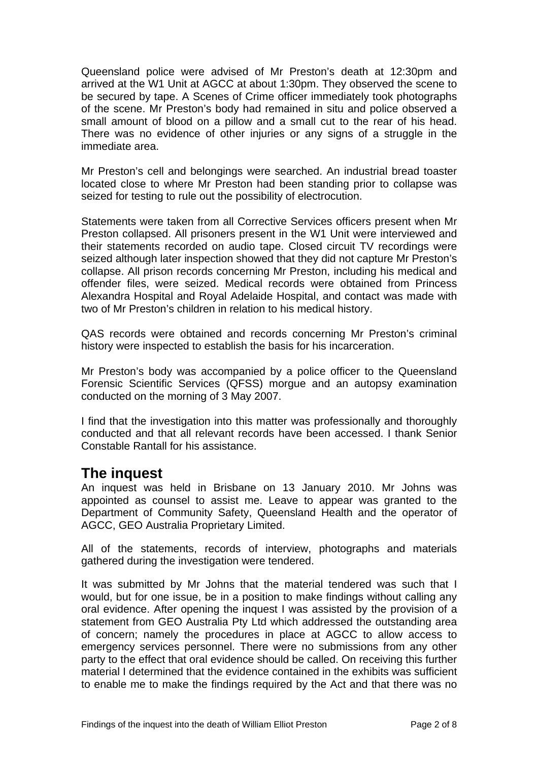Queensland police were advised of Mr Preston's death at 12:30pm and arrived at the W1 Unit at AGCC at about 1:30pm. They observed the scene to be secured by tape. A Scenes of Crime officer immediately took photographs of the scene. Mr Preston's body had remained in situ and police observed a small amount of blood on a pillow and a small cut to the rear of his head. There was no evidence of other injuries or any signs of a struggle in the immediate area.

Mr Preston's cell and belongings were searched. An industrial bread toaster located close to where Mr Preston had been standing prior to collapse was seized for testing to rule out the possibility of electrocution.

Statements were taken from all Corrective Services officers present when Mr Preston collapsed. All prisoners present in the W1 Unit were interviewed and their statements recorded on audio tape. Closed circuit TV recordings were seized although later inspection showed that they did not capture Mr Preston's collapse. All prison records concerning Mr Preston, including his medical and offender files, were seized. Medical records were obtained from Princess Alexandra Hospital and Royal Adelaide Hospital, and contact was made with two of Mr Preston's children in relation to his medical history.

QAS records were obtained and records concerning Mr Preston's criminal history were inspected to establish the basis for his incarceration.

Mr Preston's body was accompanied by a police officer to the Queensland Forensic Scientific Services (QFSS) morgue and an autopsy examination conducted on the morning of 3 May 2007.

I find that the investigation into this matter was professionally and thoroughly conducted and that all relevant records have been accessed. I thank Senior Constable Rantall for his assistance.

## The inquest

An inquest was held in Brisbane on 13 January 2010. Mr Johns was appointed as counsel to assist me. Leave to appear was granted to the Department of Community Safety, Queensland Health and the operator of AGCC, GEO Australia Proprietary Limited.

All of the statements, records of interview, photographs and materials gathered during the investigation were tendered.

It was submitted by Mr Johns that the material tendered was such that I would, but for one issue, be in a position to make findings without calling any oral evidence. After opening the inquest I was assisted by the provision of a statement from GEO Australia Pty Ltd which addressed the outstanding area of concern; namely the procedures in place at AGCC to allow access to emergency services personnel. There were no submissions from any other party to the effect that oral evidence should be called. On receiving this further material I determined that the evidence contained in the exhibits was sufficient to enable me to make the findings required by the Act and that there was no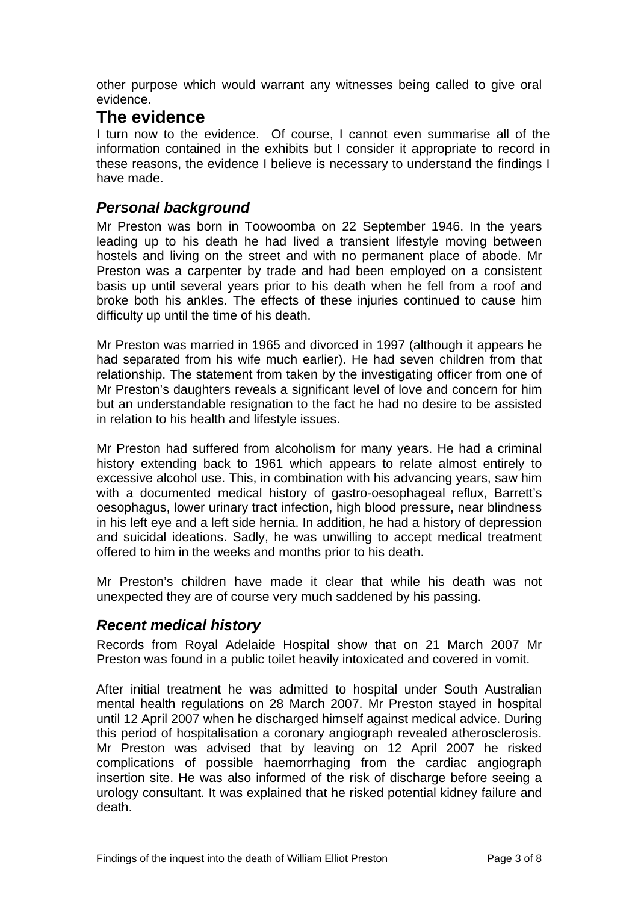other purpose which would warrant any witnesses being called to give oral evidence.

## The evidence

I turn now to the evidence. Of course, I cannot even summarise all of the information contained in the exhibits but I consider it appropriate to record in these reasons, the evidence I believe is necessary to understand the findings I have made.

### *Personal background*

Mr Preston was born in Toowoomba on 22 September 1946. In the years leading up to his death he had lived a transient lifestyle moving between hostels and living on the street and with no permanent place of abode. Mr Preston was a carpenter by trade and had been employed on a consistent basis up until several years prior to his death when he fell from a roof and broke both his ankles. The effects of these injuries continued to cause him difficulty up until the time of his death.

Mr Preston was married in 1965 and divorced in 1997 (although it appears he had separated from his wife much earlier). He had seven children from that relationship. The statement from taken by the investigating officer from one of Mr Preston's daughters reveals a significant level of love and concern for him but an understandable resignation to the fact he had no desire to be assisted in relation to his health and lifestyle issues.

Mr Preston had suffered from alcoholism for many years. He had a criminal history extending back to 1961 which appears to relate almost entirely to excessive alcohol use. This, in combination with his advancing years, saw him with a documented medical history of gastro-oesophageal reflux, Barrett's oesophagus, lower urinary tract infection, high blood pressure, near blindness in his left eye and a left side hernia. In addition, he had a history of depression and suicidal ideations. Sadly, he was unwilling to accept medical treatment offered to him in the weeks and months prior to his death.

Mr Preston's children have made it clear that while his death was not unexpected they are of course very much saddened by his passing.

### *Recent medical history*

Records from Royal Adelaide Hospital show that on 21 March 2007 Mr Preston was found in a public toilet heavily intoxicated and covered in vomit.

After initial treatment he was admitted to hospital under South Australian mental health regulations on 28 March 2007. Mr Preston stayed in hospital until 12 April 2007 when he discharged himself against medical advice. During this period of hospitalisation a coronary angiograph revealed atherosclerosis. Mr Preston was advised that by leaving on 12 April 2007 he risked complications of possible haemorrhaging from the cardiac angiograph insertion site. He was also informed of the risk of discharge before seeing a urology consultant. It was explained that he risked potential kidney failure and death.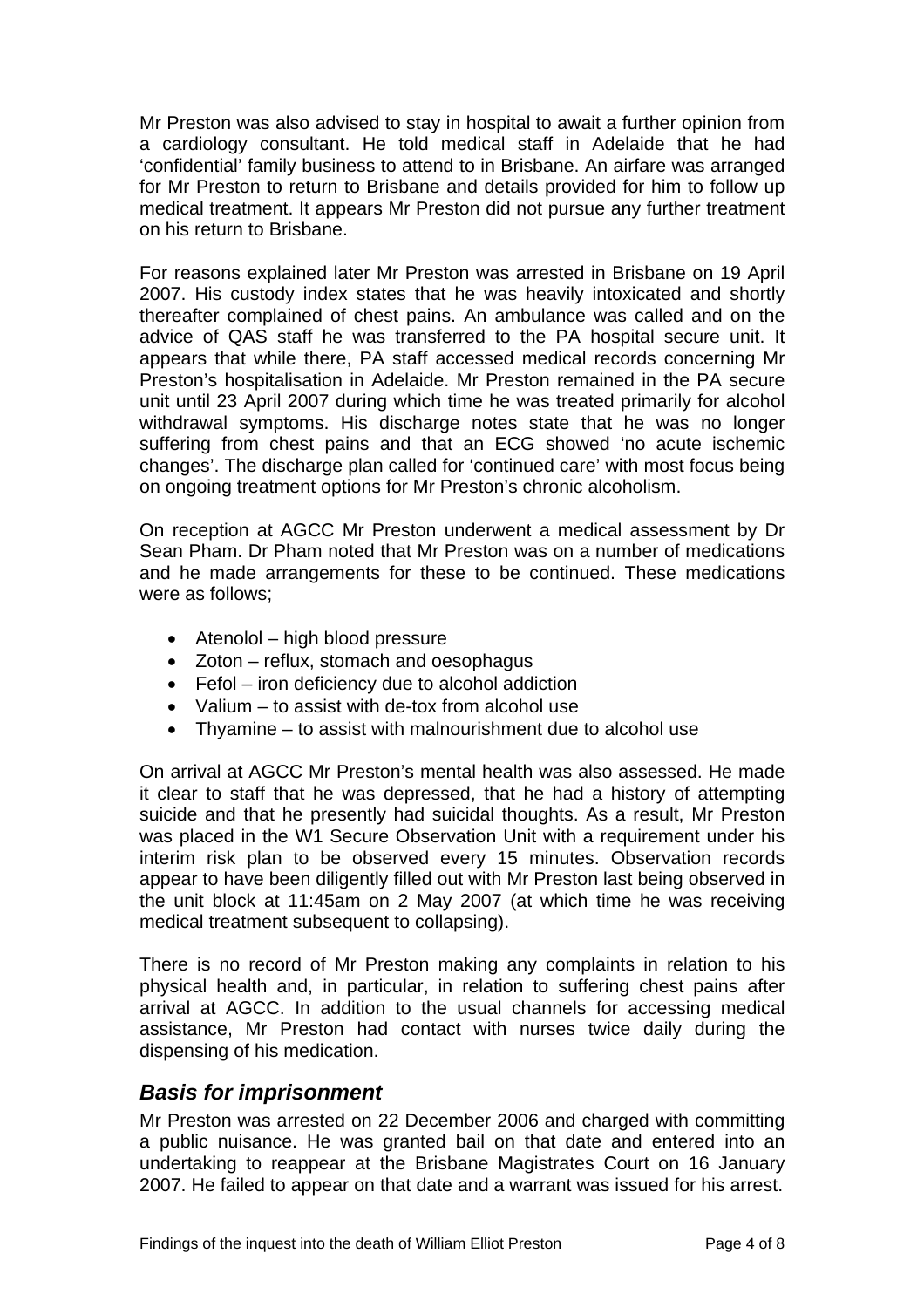Mr Preston was also advised to stay in hospital to await a further opinion from a cardiology consultant. He told medical staff in Adelaide that he had 'confidential' family business to attend to in Brisbane. An airfare was arranged for Mr Preston to return to Brisbane and details provided for him to follow up medical treatment. It appears Mr Preston did not pursue any further treatment on his return to Brisbane.

For reasons explained later Mr Preston was arrested in Brisbane on 19 April 2007. His custody index states that he was heavily intoxicated and shortly thereafter complained of chest pains. An ambulance was called and on the advice of QAS staff he was transferred to the PA hospital secure unit. It appears that while there, PA staff accessed medical records concerning Mr Preston's hospitalisation in Adelaide. Mr Preston remained in the PA secure unit until 23 April 2007 during which time he was treated primarily for alcohol withdrawal symptoms. His discharge notes state that he was no longer suffering from chest pains and that an ECG showed 'no acute ischemic changes'. The discharge plan called for 'continued care' with most focus being on ongoing treatment options for Mr Preston's chronic alcoholism.

On reception at AGCC Mr Preston underwent a medical assessment by Dr Sean Pham. Dr Pham noted that Mr Preston was on a number of medications and he made arrangements for these to be continued. These medications were as follows;

- Atenolol – high blood pressure
- Zoton – reflux, stomach and oesophagus
- Fefol – iron deficiency due to alcohol addiction
- Valium – to assist with de-tox from alcohol use
- Thyamine – to assist with malnourishment due to alcohol use

On arrival at AGCC Mr Preston's mental health was also assessed. He made it clear to staff that he was depressed, that he had a history of attempting suicide and that he presently had suicidal thoughts. As a result, Mr Preston was placed in the W1 Secure Observation Unit with a requirement under his interim risk plan to be observed every 15 minutes. Observation records appear to have been diligently filled out with Mr Preston last being observed in the unit block at 11:45am on 2 May 2007 (at which time he was receiving medical treatment subsequent to collapsing).

There is no record of Mr Preston making any complaints in relation to his physical health and, in particular, in relation to suffering chest pains after arrival at AGCC. In addition to the usual channels for accessing medical assistance, Mr Preston had contact with nurses twice daily during the dispensing of his medication.

## *Basis for imprisonment*

Mr Preston was arrested on 22 December 2006 and charged with committing a public nuisance. He was granted bail on that date and entered into an undertaking to reappear at the Brisbane Magistrates Court on 16 January 2007. He failed to appear on that date and a warrant was issued for his arrest.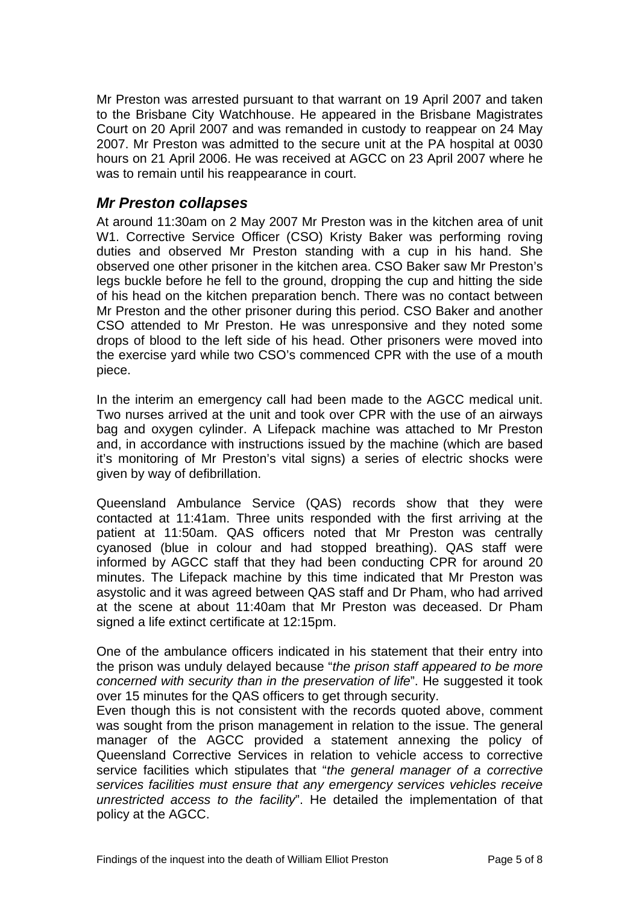Mr Preston was arrested pursuant to that warrant on 19 April 2007 and taken to the Brisbane City Watchhouse. He appeared in the Brisbane Magistrates Court on 20 April 2007 and was remanded in custody to reappear on 24 May 2007. Mr Preston was admitted to the secure unit at the PA hospital at 0030 hours on 21 April 2006. He was received at AGCC on 23 April 2007 where he was to remain until his reappearance in court.

## *Mr Preston collapses*

At around 11:30am on 2 May 2007 Mr Preston was in the kitchen area of unit W1. Corrective Service Officer (CSO) Kristy Baker was performing roving duties and observed Mr Preston standing with a cup in his hand. She observed one other prisoner in the kitchen area. CSO Baker saw Mr Preston's legs buckle before he fell to the ground, dropping the cup and hitting the side of his head on the kitchen preparation bench. There was no contact between Mr Preston and the other prisoner during this period. CSO Baker and another CSO attended to Mr Preston. He was unresponsive and they noted some drops of blood to the left side of his head. Other prisoners were moved into the exercise yard while two CSO's commenced CPR with the use of a mouth piece.

In the interim an emergency call had been made to the AGCC medical unit. Two nurses arrived at the unit and took over CPR with the use of an airways bag and oxygen cylinder. A Lifepack machine was attached to Mr Preston and, in accordance with instructions issued by the machine (which are based it's monitoring of Mr Preston's vital signs) a series of electric shocks were given by way of defibrillation.

Queensland Ambulance Service (QAS) records show that they were contacted at 11:41am. Three units responded with the first arriving at the patient at 11:50am. QAS officers noted that Mr Preston was centrally cyanosed (blue in colour and had stopped breathing). QAS staff were informed by AGCC staff that they had been conducting CPR for around 20 minutes. The Lifepack machine by this time indicated that Mr Preston was asystolic and it was agreed between QAS staff and Dr Pham, who had arrived at the scene at about 11:40am that Mr Preston was deceased. Dr Pham signed a life extinct certificate at 12:15pm.

One of the ambulance officers indicated in his statement that their entry into the prison was unduly delayed because "*the prison staff appeared to be more concerned with security than in the preservation of life*". He suggested it took over 15 minutes for the QAS officers to get through security.

Even though this is not consistent with the records quoted above, comment was sought from the prison management in relation to the issue. The general manager of the AGCC provided a statement annexing the policy of Queensland Corrective Services in relation to vehicle access to corrective service facilities which stipulates that "*the general manager of a corrective services facilities must ensure that any emergency services vehicles receive unrestricted access to the facility*". He detailed the implementation of that policy at the AGCC.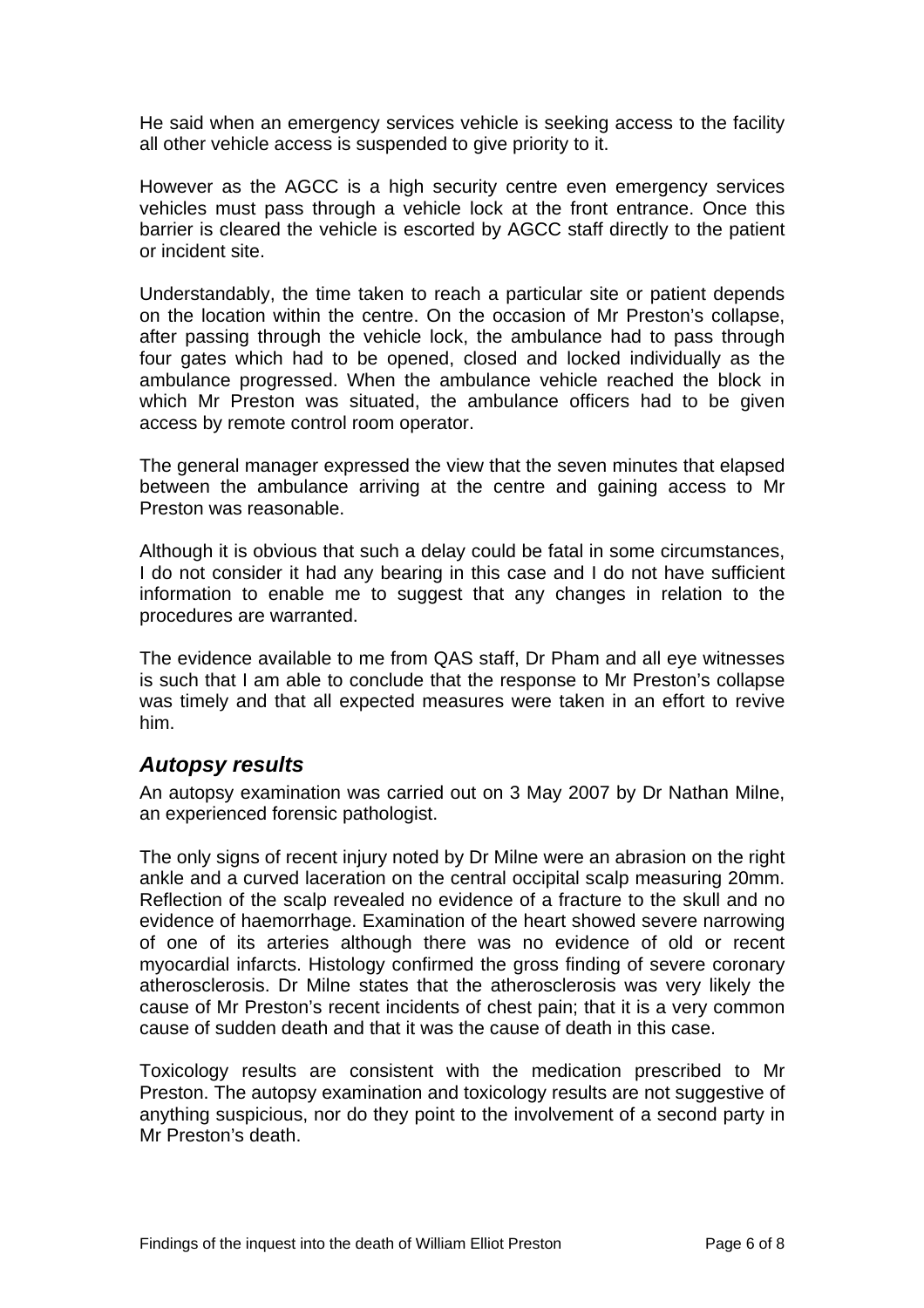He said when an emergency services vehicle is seeking access to the facility all other vehicle access is suspended to give priority to it.

However as the AGCC is a high security centre even emergency services vehicles must pass through a vehicle lock at the front entrance. Once this barrier is cleared the vehicle is escorted by AGCC staff directly to the patient or incident site.

Understandably, the time taken to reach a particular site or patient depends on the location within the centre. On the occasion of Mr Preston's collapse, after passing through the vehicle lock, the ambulance had to pass through four gates which had to be opened, closed and locked individually as the ambulance progressed. When the ambulance vehicle reached the block in which Mr Preston was situated, the ambulance officers had to be given access by remote control room operator.

The general manager expressed the view that the seven minutes that elapsed between the ambulance arriving at the centre and gaining access to Mr Preston was reasonable.

Although it is obvious that such a delay could be fatal in some circumstances, I do not consider it had any bearing in this case and I do not have sufficient information to enable me to suggest that any changes in relation to the procedures are warranted.

The evidence available to me from QAS staff, Dr Pham and all eye witnesses is such that I am able to conclude that the response to Mr Preston's collapse was timely and that all expected measures were taken in an effort to revive him.

## *Autopsy results*

An autopsy examination was carried out on 3 May 2007 by Dr Nathan Milne, an experienced forensic pathologist.

The only signs of recent injury noted by Dr Milne were an abrasion on the right ankle and a curved laceration on the central occipital scalp measuring 20mm. Reflection of the scalp revealed no evidence of a fracture to the skull and no evidence of haemorrhage. Examination of the heart showed severe narrowing of one of its arteries although there was no evidence of old or recent myocardial infarcts. Histology confirmed the gross finding of severe coronary atherosclerosis. Dr Milne states that the atherosclerosis was very likely the cause of Mr Preston's recent incidents of chest pain; that it is a very common cause of sudden death and that it was the cause of death in this case.

Toxicology results are consistent with the medication prescribed to Mr Preston. The autopsy examination and toxicology results are not suggestive of anything suspicious, nor do they point to the involvement of a second party in Mr Preston's death.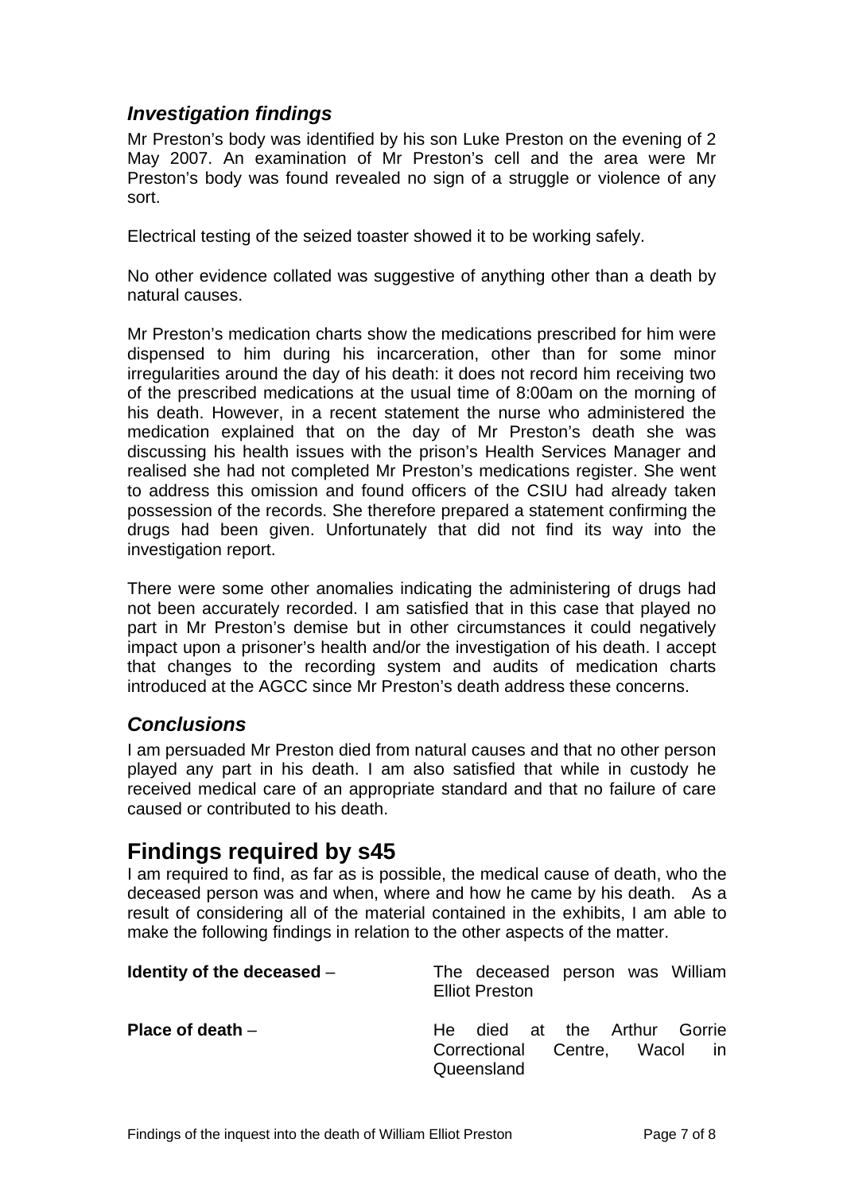### *Investigation findings*

Mr Preston's body was identified by his son Luke Preston on the evening of 2 May 2007. An examination of Mr Preston's cell and the area were Mr Preston's body was found revealed no sign of a struggle or violence of any sort.

Electrical testing of the seized toaster showed it to be working safely.

No other evidence collated was suggestive of anything other than a death by natural causes.

Mr Preston's medication charts show the medications prescribed for him were dispensed to him during his incarceration, other than for some minor irregularities around the day of his death: it does not record him receiving two of the prescribed medications at the usual time of 8:00am on the morning of his death. However, in a recent statement the nurse who administered the medication explained that on the day of Mr Preston's death she was discussing his health issues with the prison's Health Services Manager and realised she had not completed Mr Preston's medications register. She went to address this omission and found officers of the CSIU had already taken possession of the records. She therefore prepared a statement confirming the drugs had been given. Unfortunately that did not find its way into the investigation report.

There were some other anomalies indicating the administering of drugs had not been accurately recorded. I am satisfied that in this case that played no part in Mr Preston's demise but in other circumstances it could negatively impact upon a prisoner's health and/or the investigation of his death. I accept that changes to the recording system and audits of medication charts introduced at the AGCC since Mr Preston's death address these concerns.

### *Conclusions*

I am persuaded Mr Preston died from natural causes and that no other person played any part in his death. I am also satisfied that while in custody he received medical care of an appropriate standard and that no failure of care caused or contributed to his death.

## Findings required by s45

I am required to find, as far as is possible, the medical cause of death, who the deceased person was and when, where and how he came by his death. As a result of considering all of the material contained in the exhibits, I am able to make the following findings in relation to the other aspects of the matter.

| | |
|---|---|
| **Identity of the deceased** – | The deceased person was William Elliot Preston |
| **Place of death** – | He died at the Arthur Gorrie Correctional Centre, Wacol in Queensland |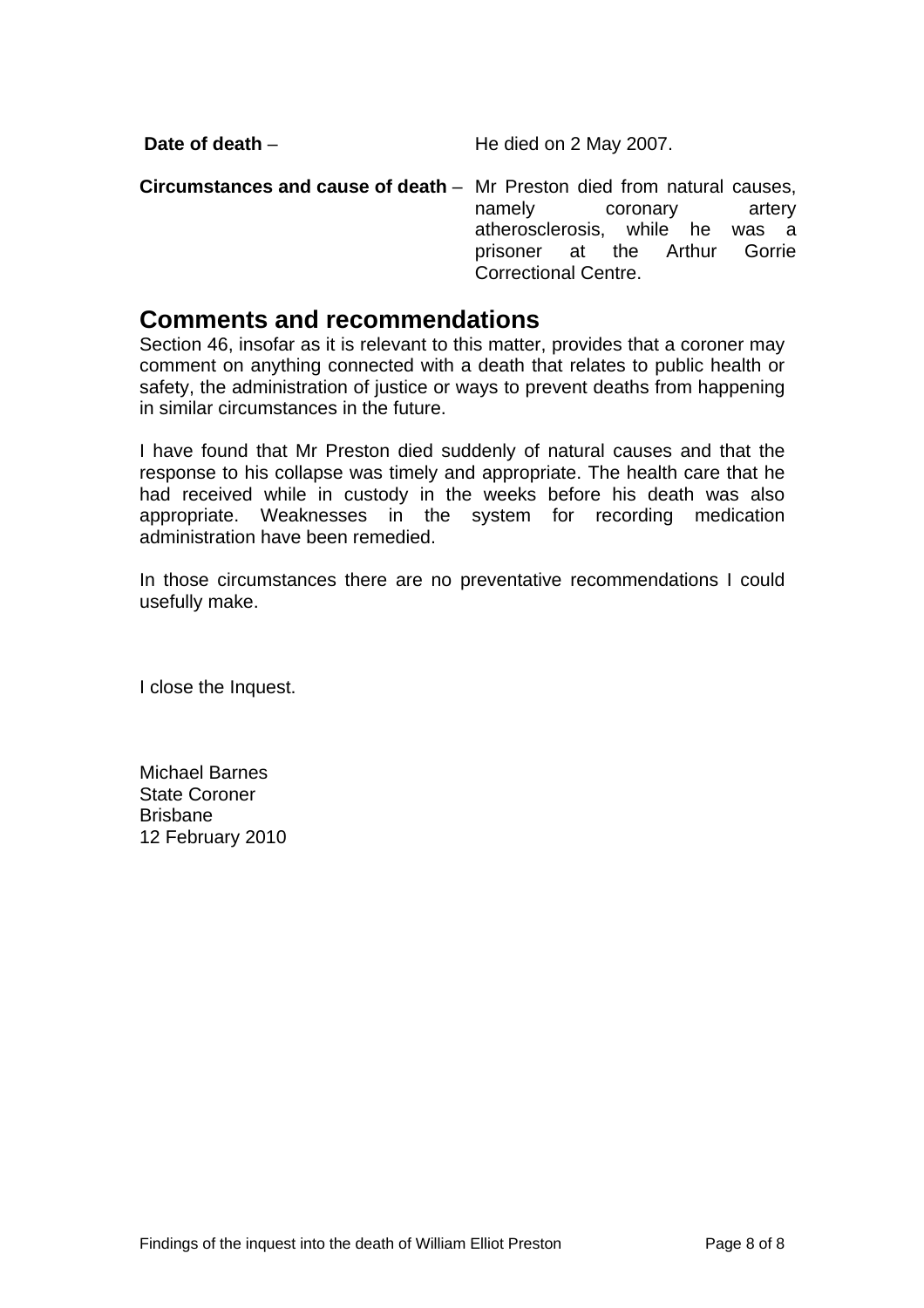**Date of death** – He died on 2 May 2007.

**Circumstances and cause of death** – Mr Preston died from natural causes, namely coronary artery atherosclerosis, while he was a prisoner at the Arthur Gorrie Correctional Centre.

## Comments and recommendations

Section 46, insofar as it is relevant to this matter, provides that a coroner may comment on anything connected with a death that relates to public health or safety, the administration of justice or ways to prevent deaths from happening in similar circumstances in the future.

I have found that Mr Preston died suddenly of natural causes and that the response to his collapse was timely and appropriate. The health care that he had received while in custody in the weeks before his death was also appropriate. Weaknesses in the system for recording medication administration have been remedied.

In those circumstances there are no preventative recommendations I could usefully make.

I close the Inquest.

Michael Barnes
State Coroner
Brisbane
12 February 2010